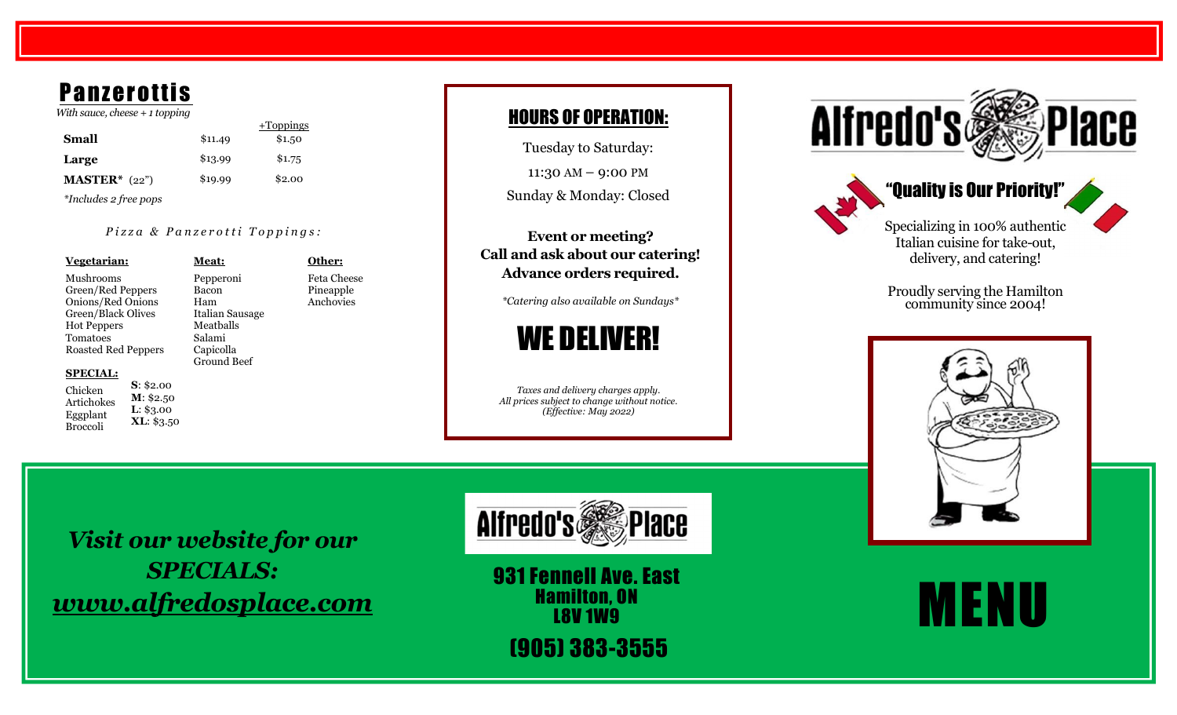## Panzerottis

*With sauce, cheese + 1 topping*

| | | +Toppings |
|---|---|---|
| **Small** | $11.49 | $1.50 |
| **Large** | $13.99 | $1.75 |
| **MASTER*** (22") | $19.99 | $2.00 |

*Includes 2 free pops

### *Pizza & Panzerotti Toppings:*

**Vegetarian:**
Mushrooms
Green/Red Peppers
Onions/Red Onions
Green/Black Olives
Hot Peppers
Tomatoes
Roasted Red Peppers

**Meat:**
Pepperoni
Bacon
Ham
Italian Sausage
Meatballs
Salami
Capicolla
Ground Beef

**Other:**
Feta Cheese
Pineapple
Anchovies

**SPECIAL:**
Chicken
Artichokes
Eggplant
Broccoli

**S**: $2.00
**M**: $2.50
**L**: $3.00
**XL**: $3.50

## HOURS OF OPERATION:

Tuesday to Saturday:

11:30 AM – 9:00 PM

Sunday & Monday: Closed

**Event or meeting?**
**Call and ask about our catering!**
**Advance orders required.**

*\*Catering also available on Sundays\**

## WE DELIVER!

*Taxes and delivery charges apply.*
*All prices subject to change without notice.*
*(Effective: May 2022)*

# Alfredo's Place

## "Quality is Our Priority!"

Specializing in 100% authentic Italian cuisine for take-out, delivery, and catering!

Proudly serving the Hamilton community since 2004!

***Visit our website for our SPECIALS:***
***www.alfredosplace.com***

Alfredo's Place

931 Fennell Ave. East
Hamilton, ON
L8V 1W9
(905) 383-3555

# MENU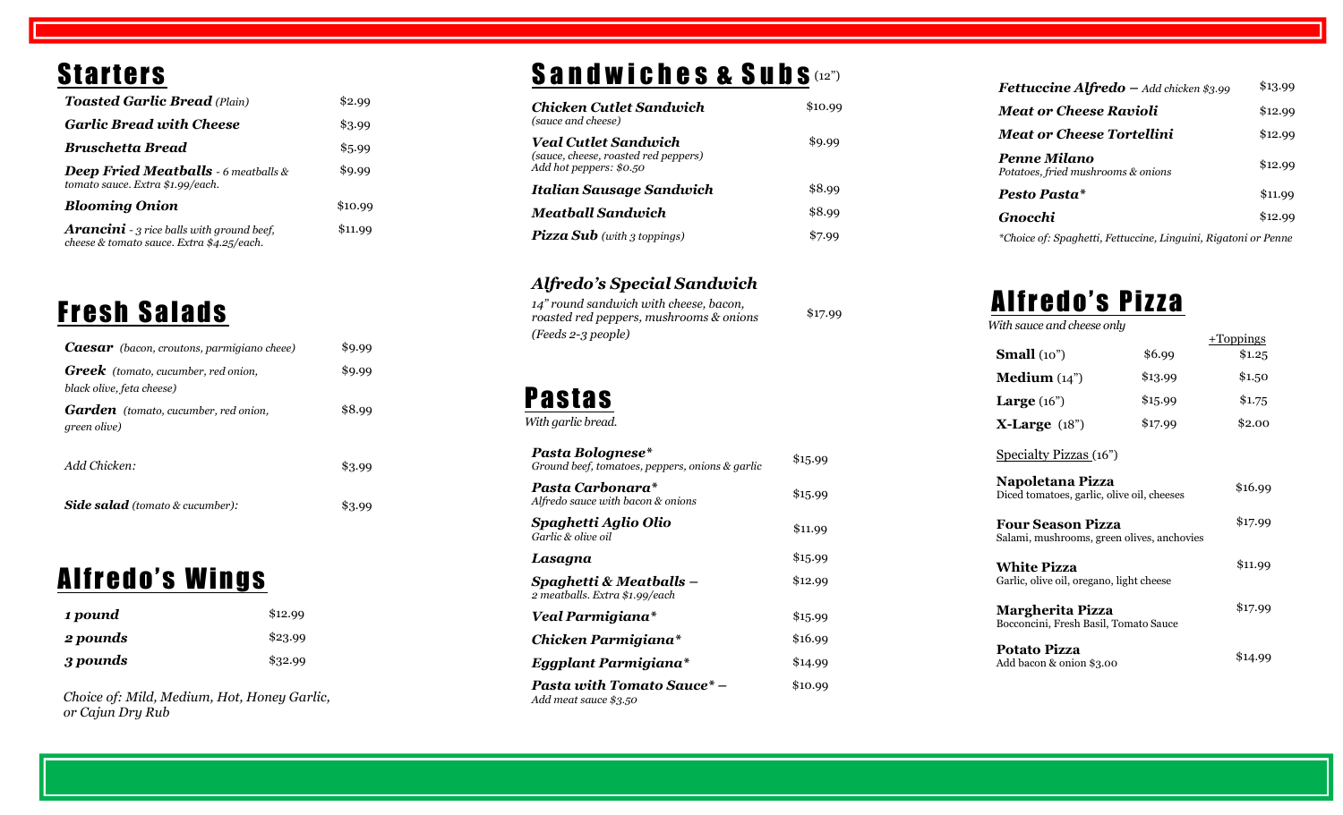## Starters

| | |
|---|---|
| ***Toasted Garlic Bread*** *(Plain)* | $2.99 |
| ***Garlic Bread with Cheese*** | $3.99 |
| ***Bruschetta Bread*** | $5.99 |
| ***Deep Fried Meatballs*** *- 6 meatballs & tomato sauce. Extra $1.99/each.* | $9.99 |
| ***Blooming Onion*** | $10.99 |
| ***Arancini*** *- 3 rice balls with ground beef, cheese & tomato sauce. Extra $4.25/each.* | $11.99 |

## Fresh Salads

| | |
|---|---|
| ***Caesar*** *(bacon, croutons, parmigiano cheee)* | $9.99 |
| ***Greek*** *(tomato, cucumber, red onion, black olive, feta cheese)* | $9.99 |
| ***Garden*** *(tomato, cucumber, red onion, green olive)* | $8.99 |
| *Add Chicken:* | $3.99 |
| ***Side salad*** *(tomato & cucumber):* | $3.99 |

## Alfredo's Wings

| | |
|---|---|
| ***1 pound*** | $12.99 |
| ***2 pounds*** | $23.99 |
| ***3 pounds*** | $32.99 |

*Choice of: Mild, Medium, Hot, Honey Garlic, or Cajun Dry Rub*

## Sandwiches & Subs (12")

| | |
|---|---|
| ***Chicken Cutlet Sandwich*** *(sauce and cheese)* | $10.99 |
| ***Veal Cutlet Sandwich*** *(sauce, cheese, roasted red peppers) Add hot peppers: $0.50* | $9.99 |
| ***Italian Sausage Sandwich*** | $8.99 |
| ***Meatball Sandwich*** | $8.99 |
| ***Pizza Sub*** *(with 3 toppings)* | $7.99 |

### *Alfredo's Special Sandwich*

*14" round sandwich with cheese, bacon, roasted red peppers, mushrooms & onions (Feeds 2-3 people)* — $17.99

## Pastas

*With garlic bread.*

| | |
|---|---|
| ***Pasta Bolognese**** *Ground beef, tomatoes, peppers, onions & garlic* | $15.99 |
| ***Pasta Carbonara**** *Alfredo sauce with bacon & onions* | $15.99 |
| ***Spaghetti Aglio Olio*** *Garlic & olive oil* | $11.99 |
| ***Lasagna*** | $15.99 |
| ***Spaghetti & Meatballs –*** *2 meatballs. Extra $1.99/each* | $12.99 |
| ***Veal Parmigiana**** | $15.99 |
| ***Chicken Parmigiana**** | $16.99 |
| ***Eggplant Parmigiana**** | $14.99 |
| ***Pasta with Tomato Sauce* –*** *Add meat sauce $3.50* | $10.99 |
| ***Fettuccine Alfredo –*** *Add chicken $3.99* | $13.99 |
| ***Meat or Cheese Ravioli*** | $12.99 |
| ***Meat or Cheese Tortellini*** | $12.99 |
| ***Penne Milano*** *Potatoes, fried mushrooms & onions* | $12.99 |
| ***Pesto Pasta**** | $11.99 |
| ***Gnocchi*** | $12.99 |

**Choice of: Spaghetti, Fettuccine, Linguini, Rigatoni or Penne*

## Alfredo's Pizza

*With sauce and cheese only*

| | | +Toppings |
|---|---|---|
| **Small** (10") | $6.99 | $1.25 |
| **Medium** (14") | $13.99 | $1.50 |
| **Large** (16") | $15.99 | $1.75 |
| **X-Large** (18") | $17.99 | $2.00 |

Specialty Pizzas (16")

| | |
|---|---|
| **Napoletana Pizza** Diced tomatoes, garlic, olive oil, cheeses | $16.99 |
| **Four Season Pizza** Salami, mushrooms, green olives, anchovies | $17.99 |
| **White Pizza** Garlic, olive oil, oregano, light cheese | $11.99 |
| **Margherita Pizza** Bocconcini, Fresh Basil, Tomato Sauce | $17.99 |
| **Potato Pizza** Add bacon & onion $3.00 | $14.99 |